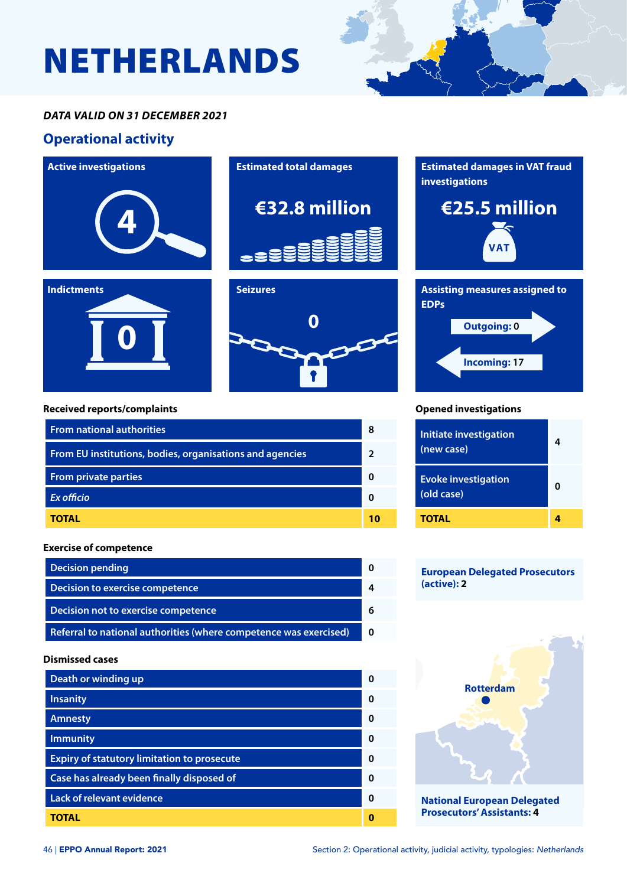# NETHERLANDS

***DATA VALID ON 31 DECEMBER 2021***

## Operational activity

**Active investigations**

4

**Estimated total damages**

€32.8 million

**Estimated damages in VAT fraud investigations**

€25.5 million

**Indictments**

0

**Seizures**

0

**Assisting measures assigned to EDPs**

Outgoing: 0

Incoming: 17

### Received reports/complaints

| | |
|---|---|
| From national authorities | 8 |
| From EU institutions, bodies, organisations and agencies | 2 |
| From private parties | 0 |
| *Ex officio* | 0 |
| **TOTAL** | **10** |

### Opened investigations

| | |
|---|---|
| Initiate investigation (new case) | 4 |
| Evoke investigation (old case) | 0 |
| **TOTAL** | **4** |

### Exercise of competence

| | |
|---|---|
| Decision pending | 0 |
| Decision to exercise competence | 4 |
| Decision not to exercise competence | 6 |
| Referral to national authorities (where competence was exercised) | 0 |

**European Delegated Prosecutors (active): 2**

### Dismissed cases

| | |
|---|---|
| Death or winding up | 0 |
| Insanity | 0 |
| Amnesty | 0 |
| Immunity | 0 |
| Expiry of statutory limitation to prosecute | 0 |
| Case has already been finally disposed of | 0 |
| Lack of relevant evidence | 0 |
| **TOTAL** | **0** |

Rotterdam

**National European Delegated Prosecutors' Assistants: 4**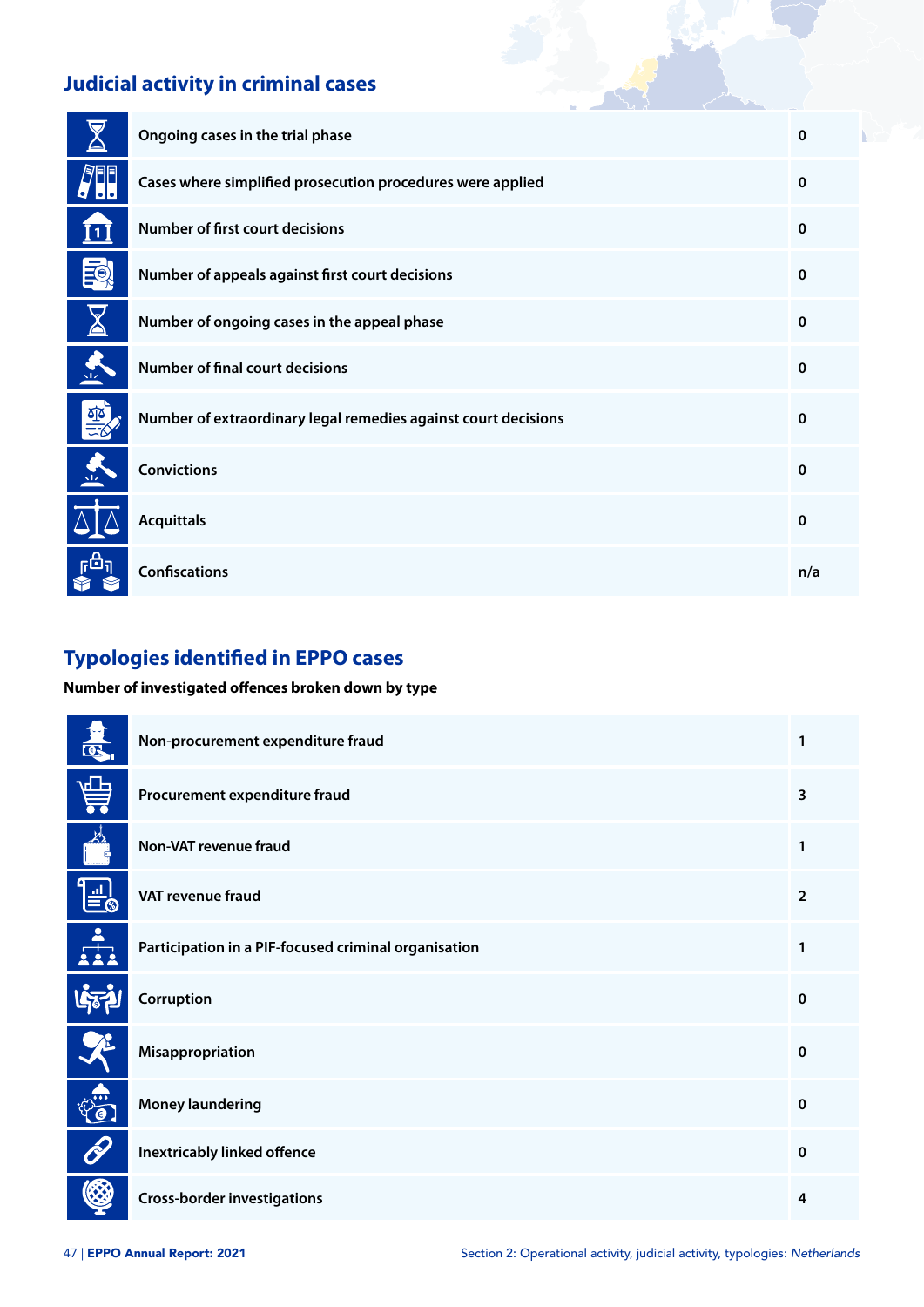## Judicial activity in criminal cases

| | |
|---|---|
| Ongoing cases in the trial phase | 0 |
| Cases where simplified prosecution procedures were applied | 0 |
| Number of first court decisions | 0 |
| Number of appeals against first court decisions | 0 |
| Number of ongoing cases in the appeal phase | 0 |
| Number of final court decisions | 0 |
| Number of extraordinary legal remedies against court decisions | 0 |
| Convictions | 0 |
| Acquittals | 0 |
| Confiscations | n/a |

## Typologies identified in EPPO cases

**Number of investigated offences broken down by type**

| | |
|---|---|
| Non-procurement expenditure fraud | 1 |
| Procurement expenditure fraud | 3 |
| Non-VAT revenue fraud | 1 |
| VAT revenue fraud | 2 |
| Participation in a PIF-focused criminal organisation | 1 |
| Corruption | 0 |
| Misappropriation | 0 |
| Money laundering | 0 |
| Inextricably linked offence | 0 |
| Cross-border investigations | 4 |